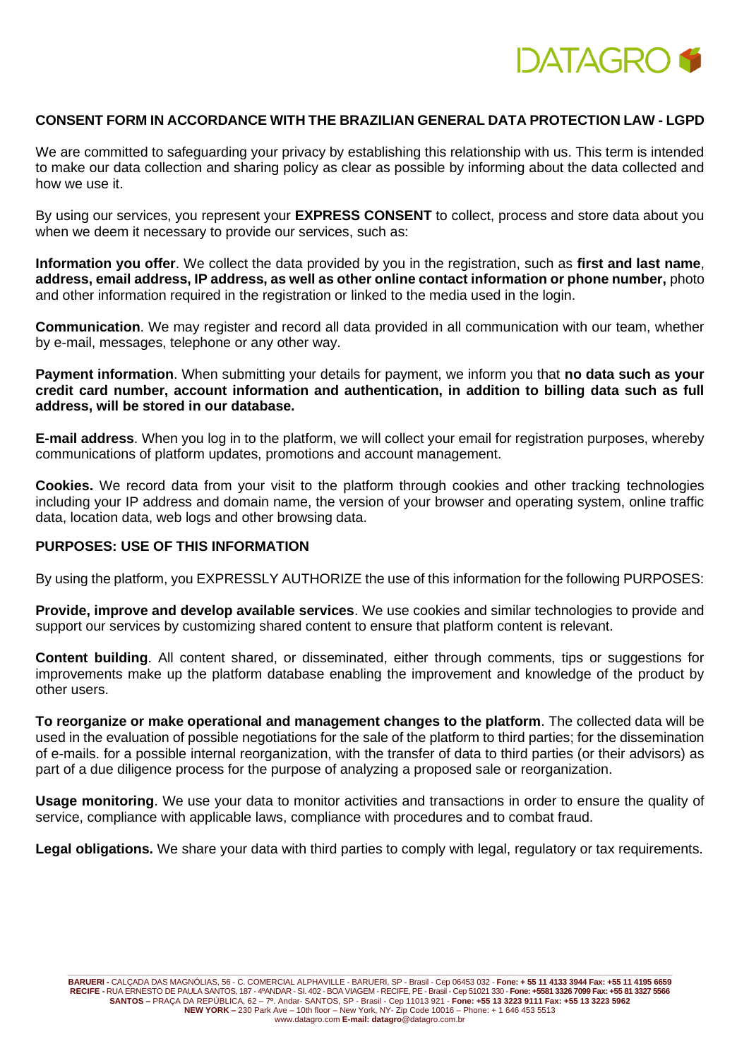## CONSENT FORM IN ACCORDANCE WITH THE BRAZILIAN GENERAL DATA PROTECTION LAW - LGPD

We are committed to safeguarding your privacy by establishing this relationship with us. This term is intended to make our data collection and sharing policy as clear as possible by informing about the data collected and how we use it.

By using our services, you represent your **EXPRESS CONSENT** to collect, process and store data about you when we deem it necessary to provide our services, such as:

**Information you offer**. We collect the data provided by you in the registration, such as **first and last name**, **address, email address, IP address, as well as other online contact information or phone number,** photo and other information required in the registration or linked to the media used in the login.

**Communication**. We may register and record all data provided in all communication with our team, whether by e-mail, messages, telephone or any other way.

**Payment information**. When submitting your details for payment, we inform you that **no data such as your credit card number, account information and authentication, in addition to billing data such as full address, will be stored in our database.**

**E-mail address**. When you log in to the platform, we will collect your email for registration purposes, whereby communications of platform updates, promotions and account management.

**Cookies.** We record data from your visit to the platform through cookies and other tracking technologies including your IP address and domain name, the version of your browser and operating system, online traffic data, location data, web logs and other browsing data.

## PURPOSES: USE OF THIS INFORMATION

By using the platform, you EXPRESSLY AUTHORIZE the use of this information for the following PURPOSES:

**Provide, improve and develop available services**. We use cookies and similar technologies to provide and support our services by customizing shared content to ensure that platform content is relevant.

**Content building**. All content shared, or disseminated, either through comments, tips or suggestions for improvements make up the platform database enabling the improvement and knowledge of the product by other users.

**To reorganize or make operational and management changes to the platform**. The collected data will be used in the evaluation of possible negotiations for the sale of the platform to third parties; for the dissemination of e-mails. for a possible internal reorganization, with the transfer of data to third parties (or their advisors) as part of a due diligence process for the purpose of analyzing a proposed sale or reorganization.

**Usage monitoring**. We use your data to monitor activities and transactions in order to ensure the quality of service, compliance with applicable laws, compliance with procedures and to combat fraud.

**Legal obligations.** We share your data with third parties to comply with legal, regulatory or tax requirements.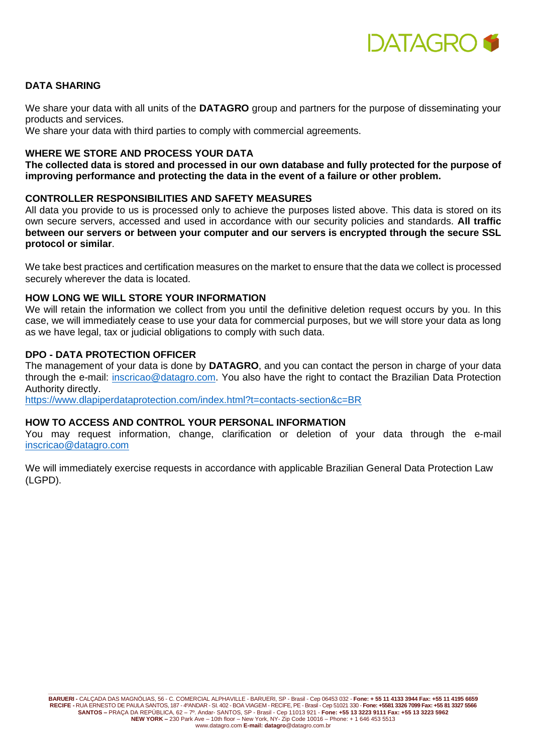## DATA SHARING

We share your data with all units of the **DATAGRO** group and partners for the purpose of disseminating your products and services.
We share your data with third parties to comply with commercial agreements.

## WHERE WE STORE AND PROCESS YOUR DATA

**The collected data is stored and processed in our own database and fully protected for the purpose of improving performance and protecting the data in the event of a failure or other problem.**

## CONTROLLER RESPONSIBILITIES AND SAFETY MEASURES

All data you provide to us is processed only to achieve the purposes listed above. This data is stored on its own secure servers, accessed and used in accordance with our security policies and standards. **All traffic between our servers or between your computer and our servers is encrypted through the secure SSL protocol or similar**.

We take best practices and certification measures on the market to ensure that the data we collect is processed securely wherever the data is located.

## HOW LONG WE WILL STORE YOUR INFORMATION

We will retain the information we collect from you until the definitive deletion request occurs by you. In this case, we will immediately cease to use your data for commercial purposes, but we will store your data as long as we have legal, tax or judicial obligations to comply with such data.

## DPO - DATA PROTECTION OFFICER

The management of your data is done by **DATAGRO**, and you can contact the person in charge of your data through the e-mail: inscricao@datagro.com. You also have the right to contact the Brazilian Data Protection Authority directly.
https://www.dlapiperdataprotection.com/index.html?t=contacts-section&c=BR

## HOW TO ACCESS AND CONTROL YOUR PERSONAL INFORMATION

You may request information, change, clarification or deletion of your data through the e-mail inscricao@datagro.com

We will immediately exercise requests in accordance with applicable Brazilian General Data Protection Law (LGPD).